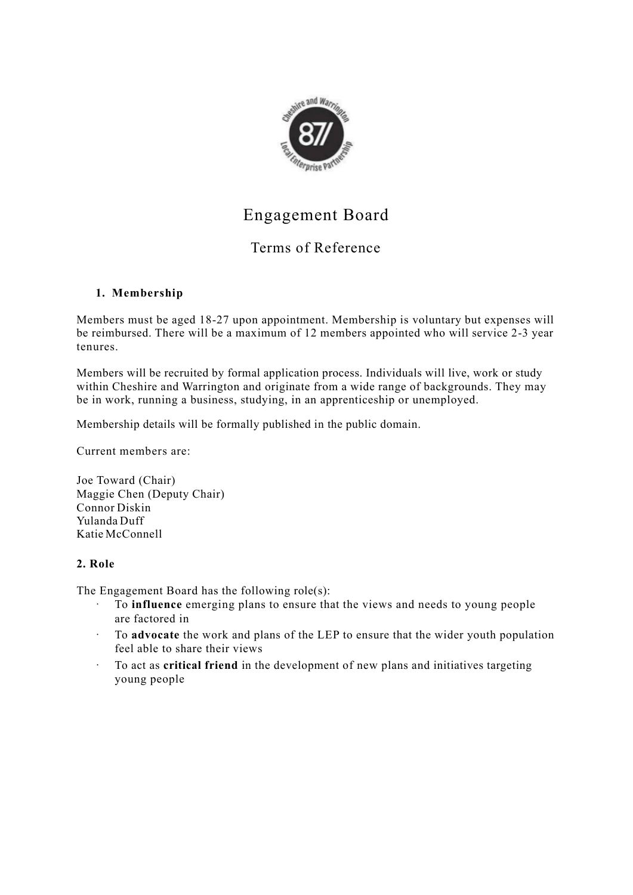# Engagement Board

## Terms of Reference

### 1. Membership

Members must be aged 18-27 upon appointment. Membership is voluntary but expenses will be reimbursed. There will be a maximum of 12 members appointed who will service 2-3 year tenures.

Members will be recruited by formal application process. Individuals will live, work or study within Cheshire and Warrington and originate from a wide range of backgrounds. They may be in work, running a business, studying, in an apprenticeship or unemployed.

Membership details will be formally published in the public domain.

Current members are:

Joe Toward (Chair)
Maggie Chen (Deputy Chair)
Connor Diskin
Yulanda Duff
Katie McConnell

### 2. Role

The Engagement Board has the following role(s):

- To **influence** emerging plans to ensure that the views and needs to young people are factored in
- To **advocate** the work and plans of the LEP to ensure that the wider youth population feel able to share their views
- To act as **critical friend** in the development of new plans and initiatives targeting young people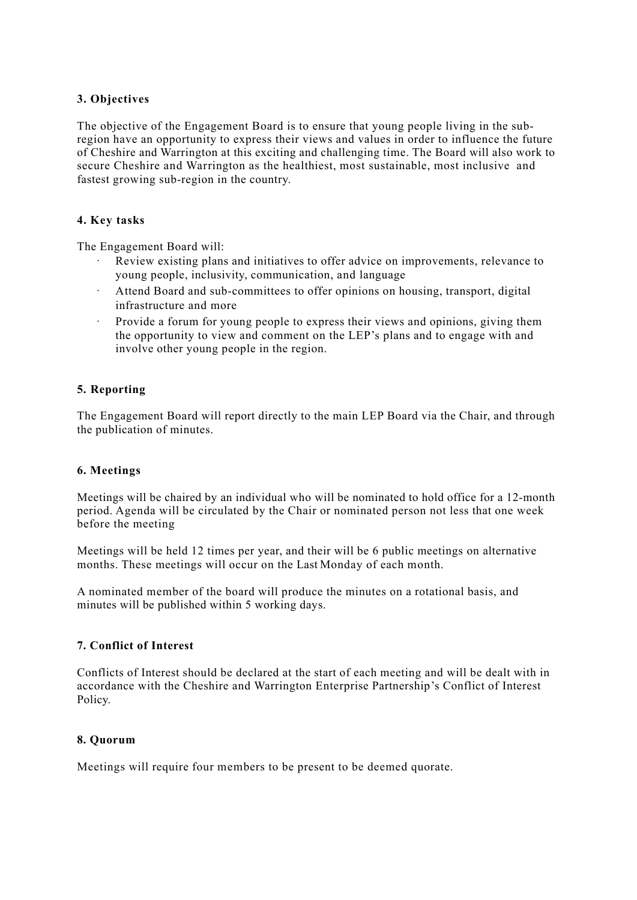**3. Objectives**

The objective of the Engagement Board is to ensure that young people living in the sub-region have an opportunity to express their views and values in order to influence the future of Cheshire and Warrington at this exciting and challenging time. The Board will also work to secure Cheshire and Warrington as the healthiest, most sustainable, most inclusive and fastest growing sub-region in the country.

**4. Key tasks**

The Engagement Board will:

- Review existing plans and initiatives to offer advice on improvements, relevance to young people, inclusivity, communication, and language
- Attend Board and sub-committees to offer opinions on housing, transport, digital infrastructure and more
- Provide a forum for young people to express their views and opinions, giving them the opportunity to view and comment on the LEP's plans and to engage with and involve other young people in the region.

**5. Reporting**

The Engagement Board will report directly to the main LEP Board via the Chair, and through the publication of minutes.

**6. Meetings**

Meetings will be chaired by an individual who will be nominated to hold office for a 12-month period. Agenda will be circulated by the Chair or nominated person not less that one week before the meeting

Meetings will be held 12 times per year, and their will be 6 public meetings on alternative months. These meetings will occur on the Last Monday of each month.

A nominated member of the board will produce the minutes on a rotational basis, and minutes will be published within 5 working days.

**7. Conflict of Interest**

Conflicts of Interest should be declared at the start of each meeting and will be dealt with in accordance with the Cheshire and Warrington Enterprise Partnership's Conflict of Interest Policy.

**8. Quorum**

Meetings will require four members to be present to be deemed quorate.